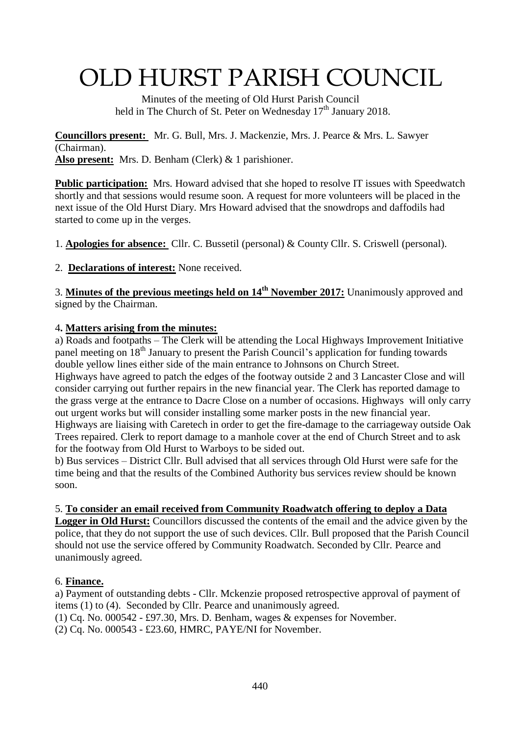# OLD HURST PARISH COUNCIL

Minutes of the meeting of Old Hurst Parish Council held in The Church of St. Peter on Wednesday 17th January 2018.

**Councillors present:** Mr. G. Bull, Mrs. J. Mackenzie, Mrs. J. Pearce & Mrs. L. Sawyer (Chairman).
**Also present:** Mrs. D. Benham (Clerk) & 1 parishioner.

**Public participation:** Mrs. Howard advised that she hoped to resolve IT issues with Speedwatch shortly and that sessions would resume soon. A request for more volunteers will be placed in the next issue of the Old Hurst Diary. Mrs Howard advised that the snowdrops and daffodils had started to come up in the verges.

1. **Apologies for absence:** Cllr. C. Bussetil (personal) & County Cllr. S. Criswell (personal).

2. **Declarations of interest:** None received.

3. **Minutes of the previous meetings held on 14th November 2017:** Unanimously approved and signed by the Chairman.

4. **Matters arising from the minutes:**

a) Roads and footpaths – The Clerk will be attending the Local Highways Improvement Initiative panel meeting on 18th January to present the Parish Council's application for funding towards double yellow lines either side of the main entrance to Johnsons on Church Street.
Highways have agreed to patch the edges of the footway outside 2 and 3 Lancaster Close and will consider carrying out further repairs in the new financial year. The Clerk has reported damage to the grass verge at the entrance to Dacre Close on a number of occasions. Highways will only carry out urgent works but will consider installing some marker posts in the new financial year. Highways are liaising with Caretech in order to get the fire-damage to the carriageway outside Oak Trees repaired. Clerk to report damage to a manhole cover at the end of Church Street and to ask for the footway from Old Hurst to Warboys to be sided out.

b) Bus services – District Cllr. Bull advised that all services through Old Hurst were safe for the time being and that the results of the Combined Authority bus services review should be known soon.

5. **To consider an email received from Community Roadwatch offering to deploy a Data Logger in Old Hurst:** Councillors discussed the contents of the email and the advice given by the police, that they do not support the use of such devices. Cllr. Bull proposed that the Parish Council should not use the service offered by Community Roadwatch. Seconded by Cllr. Pearce and unanimously agreed.

6. **Finance.**

a) Payment of outstanding debts - Cllr. Mckenzie proposed retrospective approval of payment of items (1) to (4). Seconded by Cllr. Pearce and unanimously agreed.

(1) Cq. No. 000542 - £97.30, Mrs. D. Benham, wages & expenses for November.
(2) Cq. No. 000543 - £23.60, HMRC, PAYE/NI for November.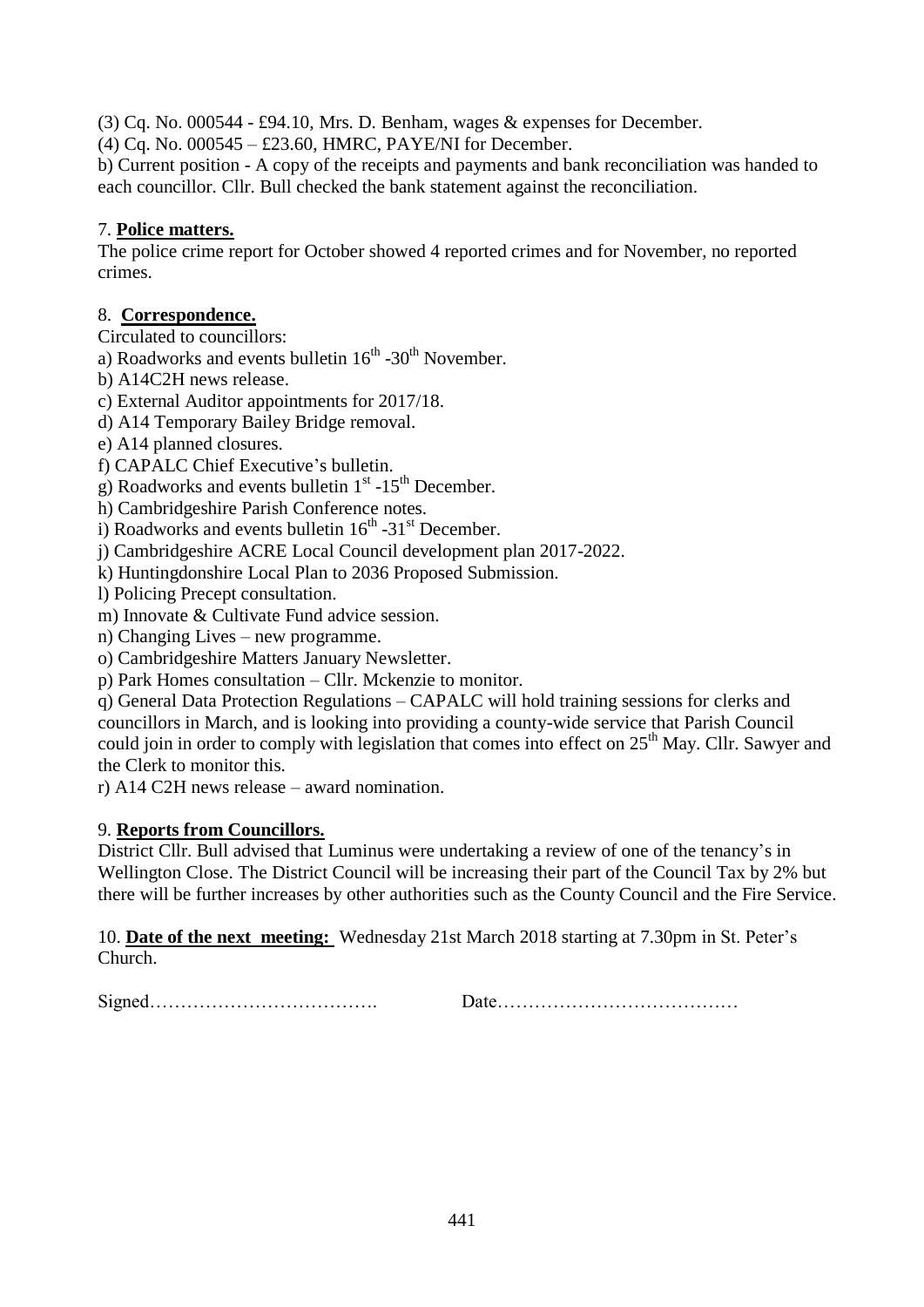(3) Cq. No. 000544 - £94.10, Mrs. D. Benham, wages & expenses for December.
(4) Cq. No. 000545 – £23.60, HMRC, PAYE/NI for December.
b) Current position - A copy of the receipts and payments and bank reconciliation was handed to each councillor. Cllr. Bull checked the bank statement against the reconciliation.

7. **Police matters.**
The police crime report for October showed 4 reported crimes and for November, no reported crimes.

8. **Correspondence.**
Circulated to councillors:
a) Roadworks and events bulletin 16th -30th November.
b) A14C2H news release.
c) External Auditor appointments for 2017/18.
d) A14 Temporary Bailey Bridge removal.
e) A14 planned closures.
f) CAPALC Chief Executive's bulletin.
g) Roadworks and events bulletin 1st -15th December.
h) Cambridgeshire Parish Conference notes.
i) Roadworks and events bulletin 16th -31st December.
j) Cambridgeshire ACRE Local Council development plan 2017-2022.
k) Huntingdonshire Local Plan to 2036 Proposed Submission.
l) Policing Precept consultation.
m) Innovate & Cultivate Fund advice session.
n) Changing Lives – new programme.
o) Cambridgeshire Matters January Newsletter.
p) Park Homes consultation – Cllr. Mckenzie to monitor.
q) General Data Protection Regulations – CAPALC will hold training sessions for clerks and councillors in March, and is looking into providing a county-wide service that Parish Council could join in order to comply with legislation that comes into effect on 25th May. Cllr. Sawyer and the Clerk to monitor this.
r) A14 C2H news release – award nomination.

9. **Reports from Councillors.**
District Cllr. Bull advised that Luminus were undertaking a review of one of the tenancy's in Wellington Close. The District Council will be increasing their part of the Council Tax by 2% but there will be further increases by other authorities such as the County Council and the Fire Service.

10. **Date of the next meeting:** Wednesday 21st March 2018 starting at 7.30pm in St. Peter's Church.

Signed………………………………. Date…………………………………